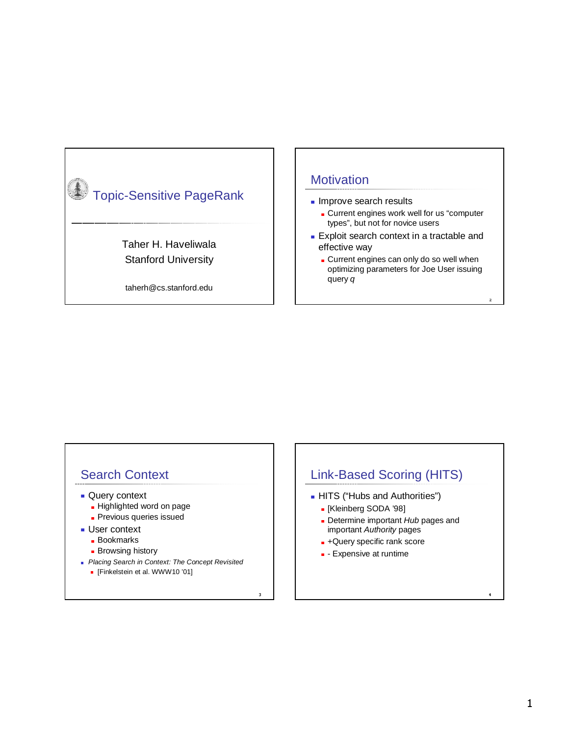# Topic-Sensitive PageRank

Taher H. Haveliwala
Stanford University

taherh@cs.stanford.edu

## Motivation

- Improve search results
  - Current engines work well for us "computer types", but not for novice users
- Exploit search context in a tractable and effective way
  - Current engines can only do so well when optimizing parameters for Joe User issuing query *q*

## Search Context

- Query context
  - Highlighted word on page
  - Previous queries issued
- User context
  - Bookmarks
  - Browsing history
- *Placing Search in Context: The Concept Revisited*
  - [Finkelstein et al. WWW10 '01]

## Link-Based Scoring (HITS)

- HITS ("Hubs and Authorities")
  - [Kleinberg SODA '98]
  - Determine important *Hub* pages and important *Authority* pages
  - +Query specific rank score
  - - Expensive at runtime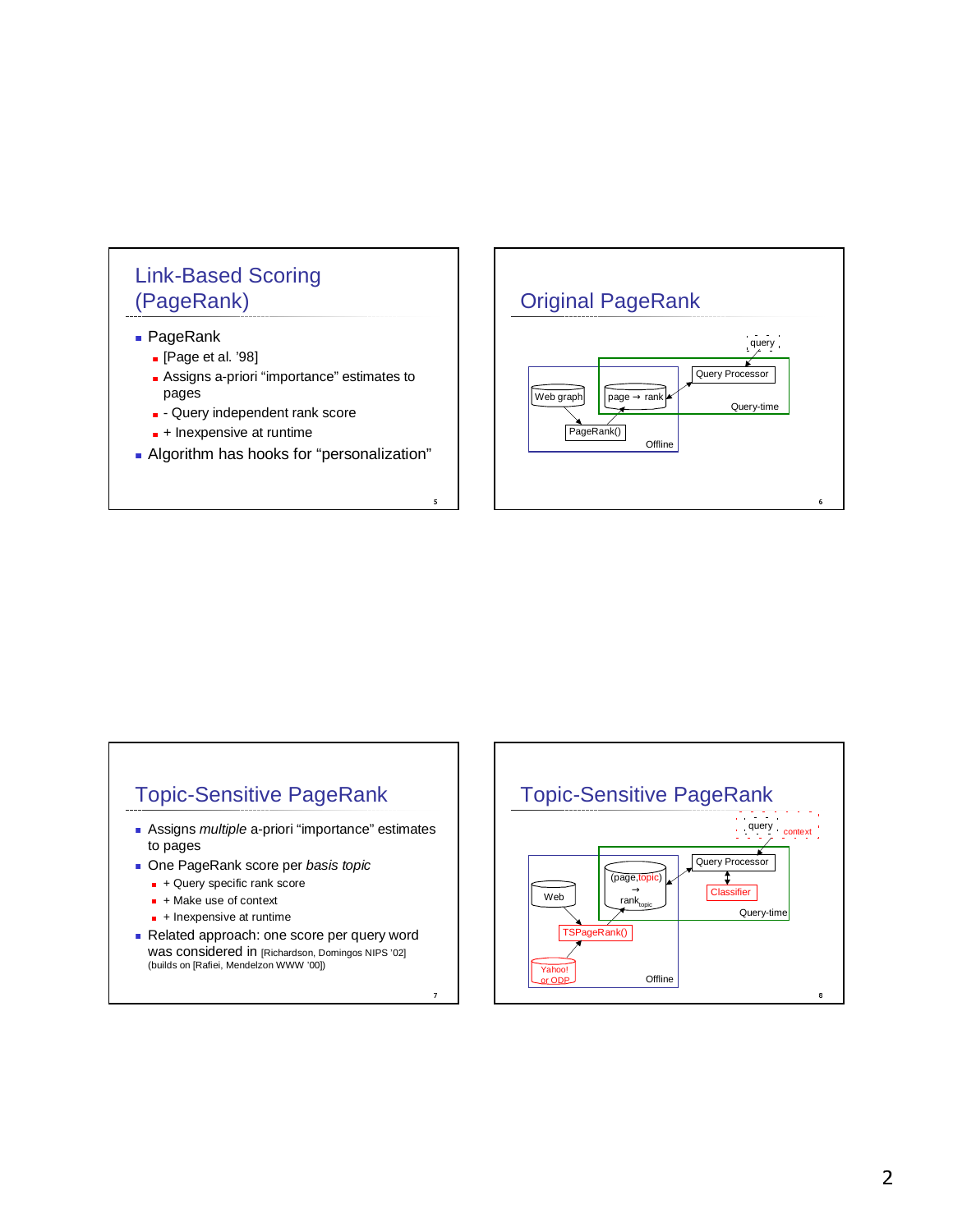## Link-Based Scoring (PageRank)

- PageRank
  - [Page et al. '98]
  - Assigns a-priori "importance" estimates to pages
  - - Query independent rank score
  - + Inexpensive at runtime
- Algorithm has hooks for "personalization"

## Original PageRank

query

Query Processor

Web graph

page → rank

Query-time

PageRank()

Offline

## Topic-Sensitive PageRank

- Assigns *multiple* a-priori "importance" estimates to pages
- One PageRank score per *basis topic*
  - + Query specific rank score
  - + Make use of context
  - + Inexpensive at runtime
- Related approach: one score per query word was considered in [Richardson, Domingos NIPS '02] (builds on [Rafiei, Mendelzon WWW '00])

## Topic-Sensitive PageRank

query

context

Query Processor

(page,topic) → $rank_{topic}$

Web

Classifier

Query-time

TSPageRank()

Yahoo! or ODP

Offline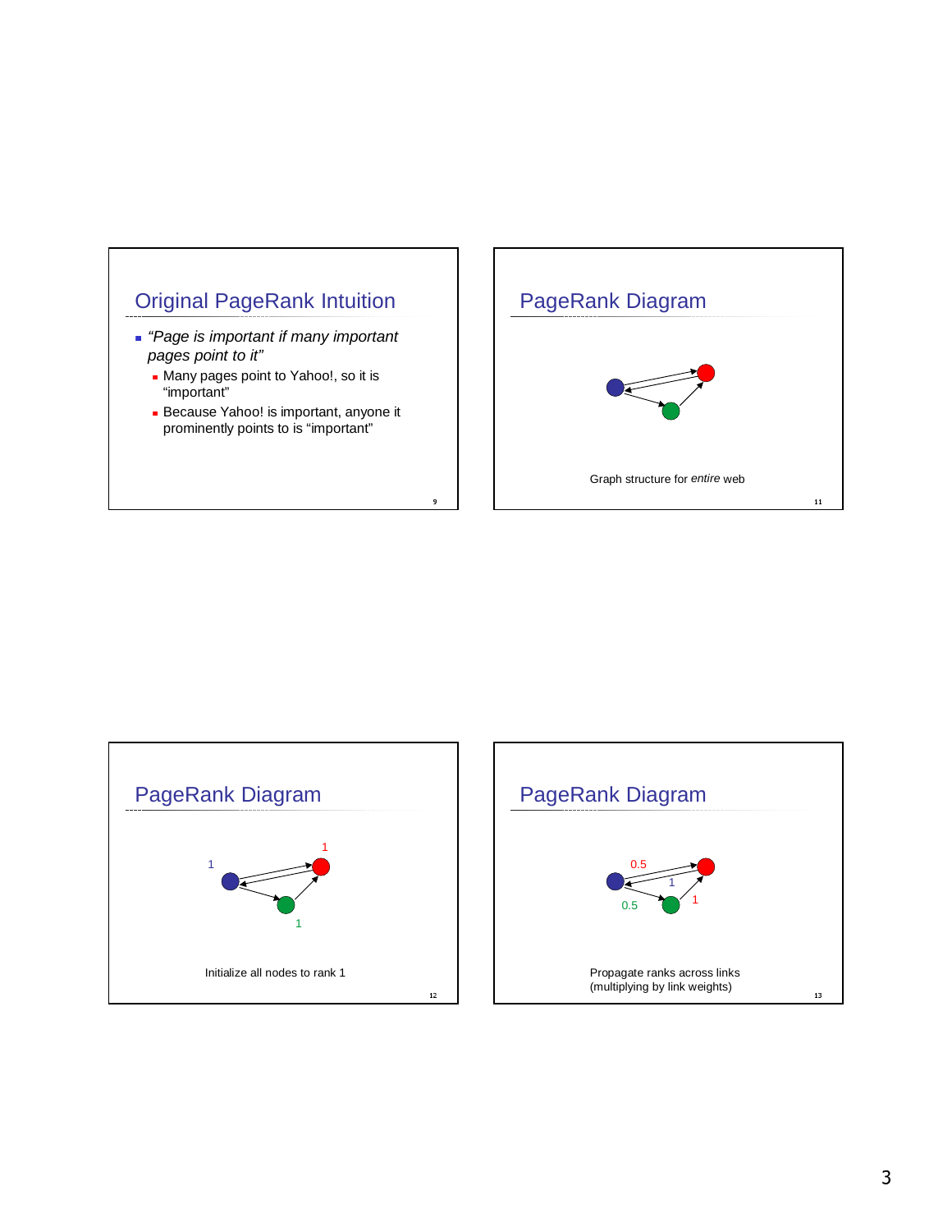## Original PageRank Intuition

- *"Page is important if many important pages point to it"*
  - Many pages point to Yahoo!, so it is "important"
  - Because Yahoo! is important, anyone it prominently points to is "important"

## PageRank Diagram

Graph structure for *entire* web

## PageRank Diagram

1

1

1

Initialize all nodes to rank 1

## PageRank Diagram

0.5

1

0.5

1

Propagate ranks across links (multiplying by link weights)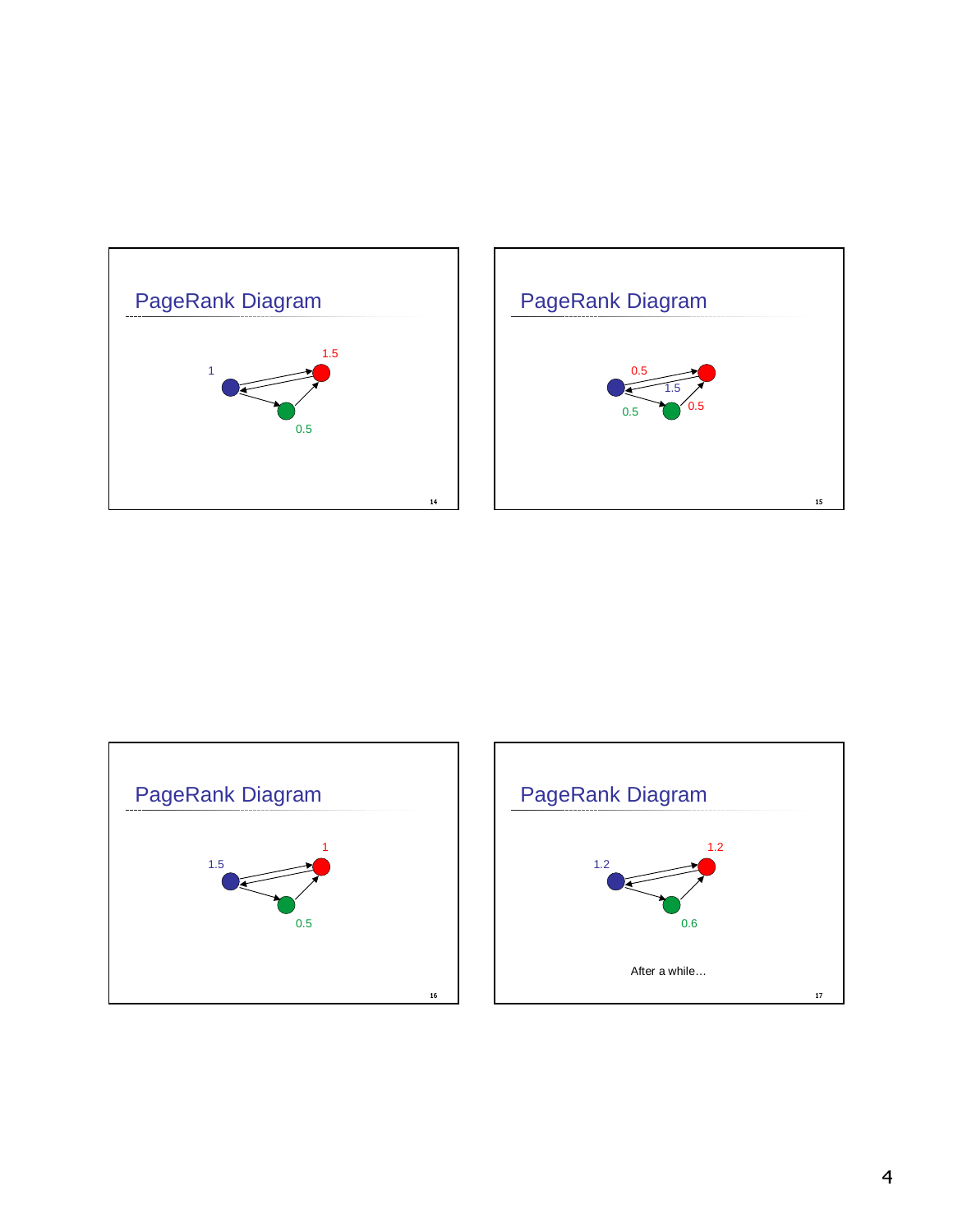## PageRank Diagram

1

1.5

0.5

## PageRank Diagram

0.5

1.5

0.5

0.5

## PageRank Diagram

1.5

1

0.5

## PageRank Diagram

1.2

1.2

0.6

After a while…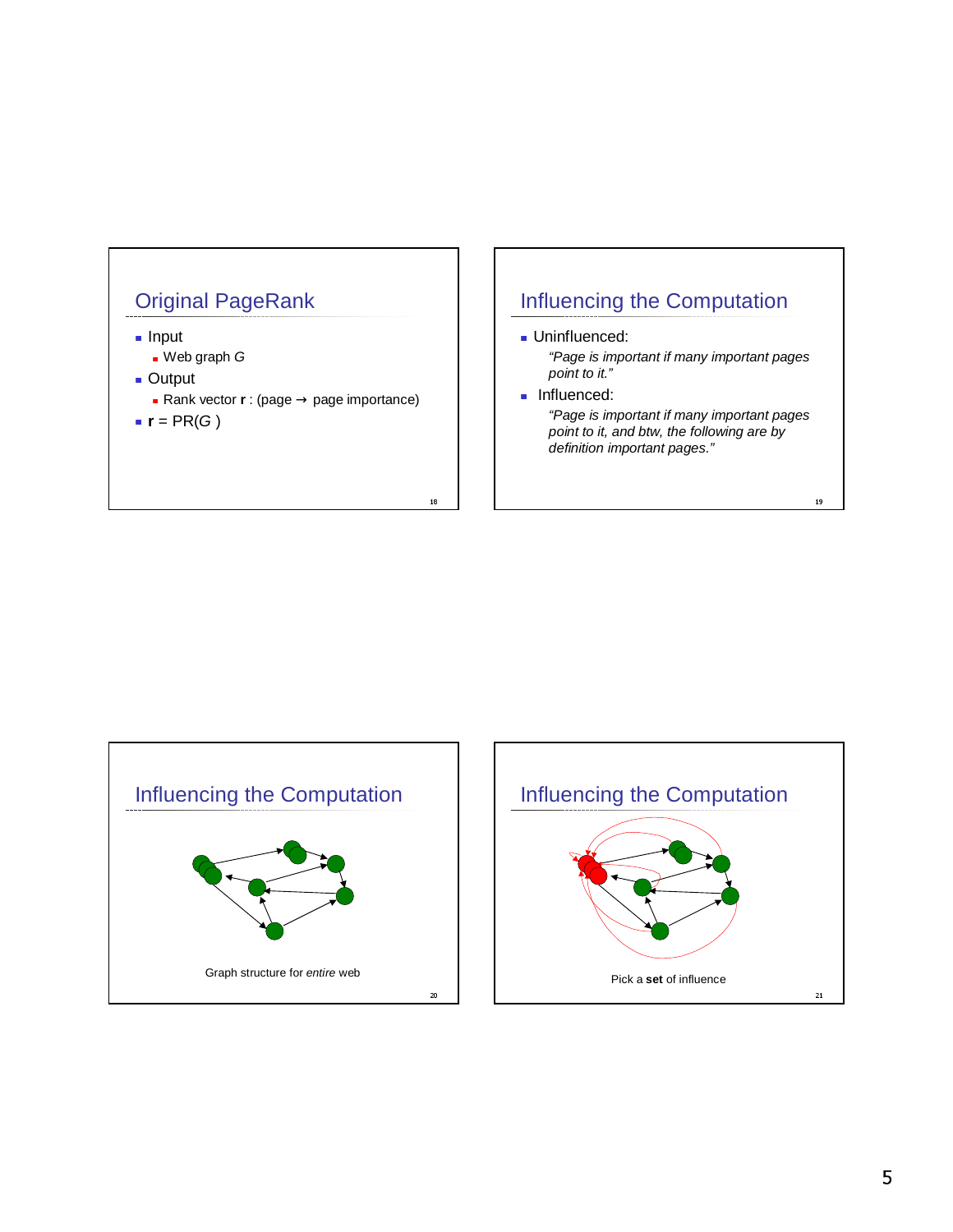## Original PageRank

- Input
  - Web graph $G$
- Output
  - Rank vector **r** : (page → page importance)
- **r** = PR($G$ )

## Influencing the Computation

- Uninfluenced:

  *"Page is important if many important pages point to it."*

- Influenced:

  *"Page is important if many important pages point to it, and btw, the following are by definition important pages."*

## Influencing the Computation

Graph structure for *entire* web

## Influencing the Computation

Pick a **set** of influence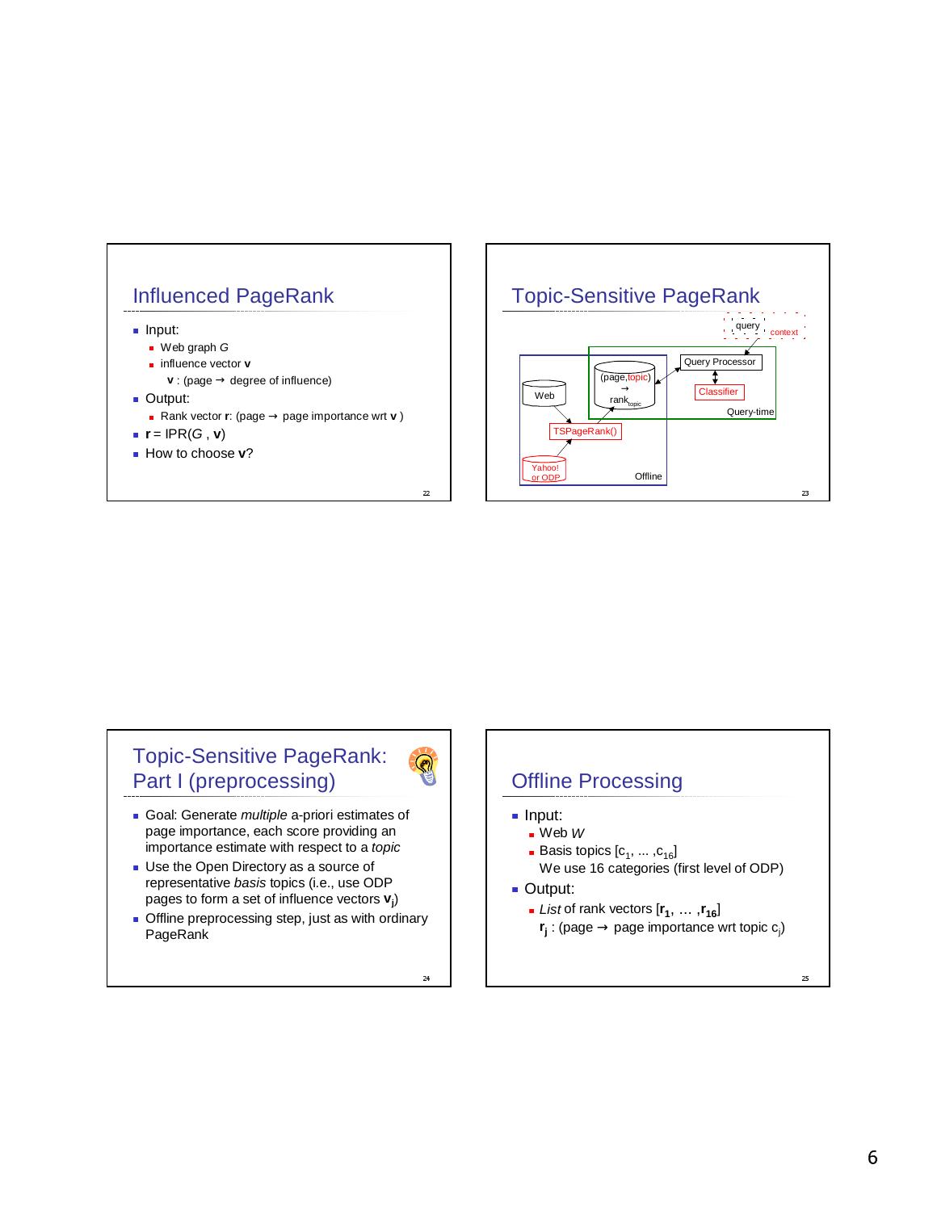## Influenced PageRank

- Input:
  - Web graph *G*
  - influence vector **v**
    - **v** : (page → degree of influence)
- Output:
  - Rank vector **r**: (page → page importance wrt **v** )
- **r** = IPR(*G* , **v**)
- How to choose **v**?

## Topic-Sensitive PageRank

query, context

Query Processor

Classifier

Query-time

Web

(page,topic) → $rank_{topic}$

TSPageRank()

Yahoo! or ODP

Offline

## Topic-Sensitive PageRank: Part I (preprocessing)

- Goal: Generate *multiple* a-priori estimates of page importance, each score providing an importance estimate with respect to a *topic*
- Use the Open Directory as a source of representative *basis* topics (i.e., use ODP pages to form a set of influence vectors $\mathbf{v}_j$)
- Offline preprocessing step, just as with ordinary PageRank

## Offline Processing

- Input:
  - Web *W*
  - Basis topics $[c_1, \ldots, c_{16}]$
    We use 16 categories (first level of ODP)
- Output:
  - *List* of rank vectors $[\mathbf{r}_1, \ldots, \mathbf{r}_{16}]$
    $\mathbf{r}_j$ : (page → page importance wrt topic $c_j$)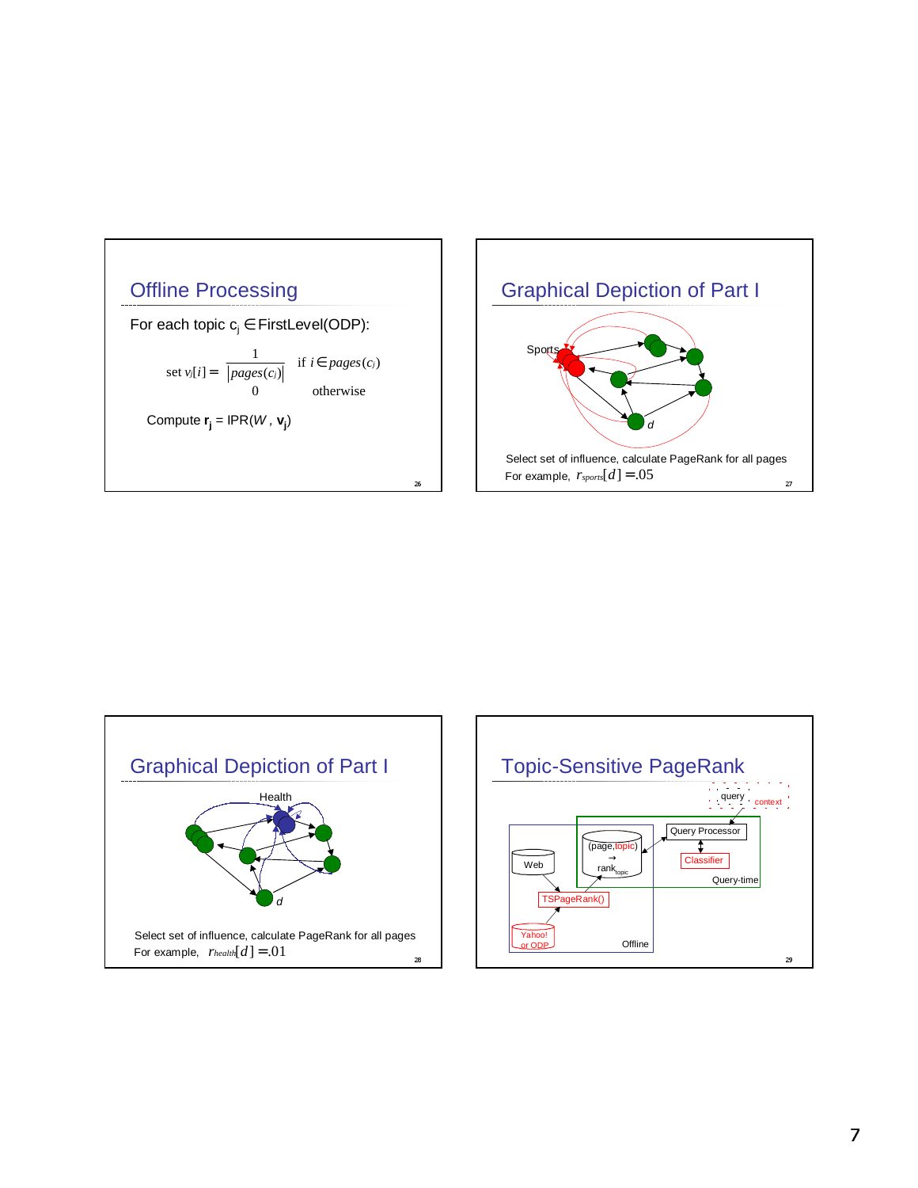## Offline Processing

For each topic $c_j \in \text{FirstLevel(ODP)}$:

$$\text{set } v_j[i] = \begin{cases} \dfrac{1}{|pages(c_j)|} & \text{if } i \in pages(c_j) \\ 0 & \text{otherwise} \end{cases}$$

Compute $\mathbf{r_j} = \text{IPR}(W, \mathbf{v_j})$

## Graphical Depiction of Part I

Sports

*d*

Select set of influence, calculate PageRank for all pages

For example, $r_{sports}[d] = .05$

## Graphical Depiction of Part I

Health

*d*

Select set of influence, calculate PageRank for all pages

For example, $r_{health}[d] = .01$

## Topic-Sensitive PageRank

query

context

Query Processor

Classifier

Query-time

(page,topic) → $\text{rank}_{topic}$

Web

TSPageRank()

Yahoo! or ODP

Offline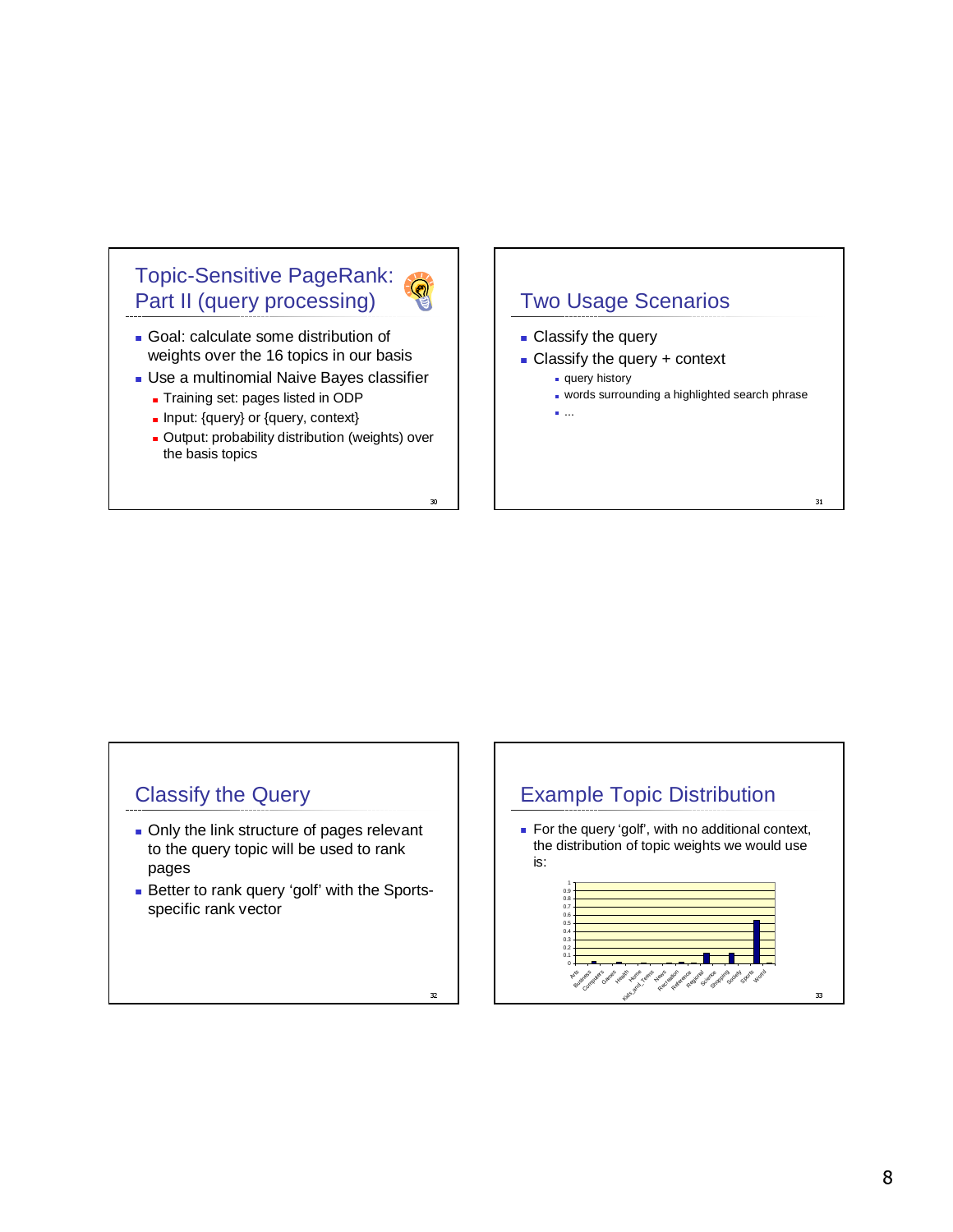## Topic-Sensitive PageRank: Part II (query processing)

- Goal: calculate some distribution of weights over the 16 topics in our basis
- Use a multinomial Naive Bayes classifier
  - Training set: pages listed in ODP
  - Input: {query} or {query, context}
  - Output: probability distribution (weights) over the basis topics

## Two Usage Scenarios

- Classify the query
- Classify the query + context
  - query history
  - words surrounding a highlighted search phrase
  - ...

## Classify the Query

- Only the link structure of pages relevant to the query topic will be used to rank pages
- Better to rank query 'golf' with the Sports-specific rank vector

## Example Topic Distribution

- For the query 'golf', with no additional context, the distribution of topic weights we would use is: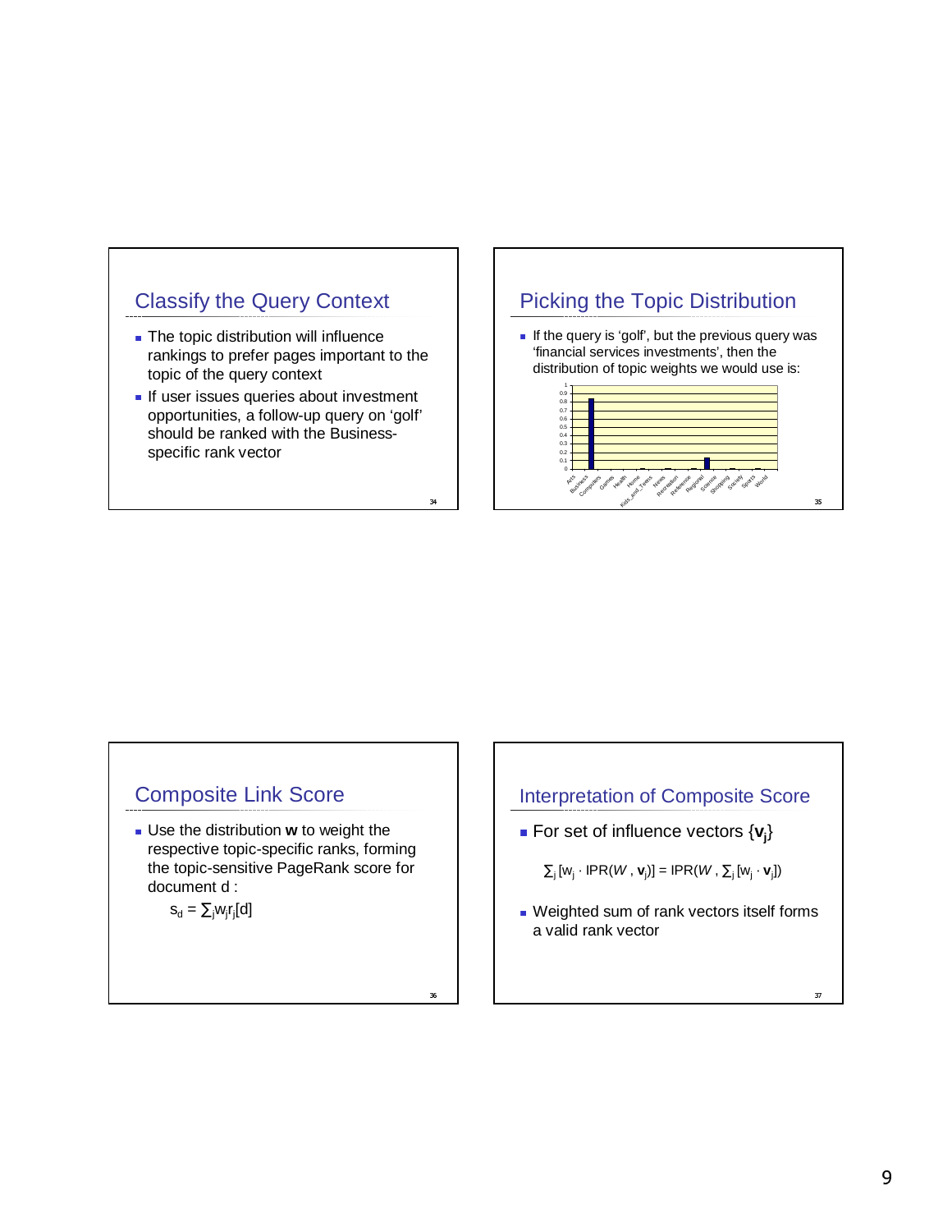## Classify the Query Context

- The topic distribution will influence rankings to prefer pages important to the topic of the query context
- If user issues queries about investment opportunities, a follow-up query on 'golf' should be ranked with the Business-specific rank vector

## Picking the Topic Distribution

- If the query is 'golf', but the previous query was 'financial services investments', then the distribution of topic weights we would use is:

## Composite Link Score

- Use the distribution **w** to weight the respective topic-specific ranks, forming the topic-sensitive PageRank score for document d :

$$s_d = \sum_j w_j r_j[d]$$

## Interpretation of Composite Score

- For set of influence vectors $\{\mathbf{v}_j\}$

$$\sum_j [w_j \cdot \mathrm{IPR}(W, \mathbf{v}_j)] = \mathrm{IPR}(W, \sum_j [w_j \cdot \mathbf{v}_j])$$

- Weighted sum of rank vectors itself forms a valid rank vector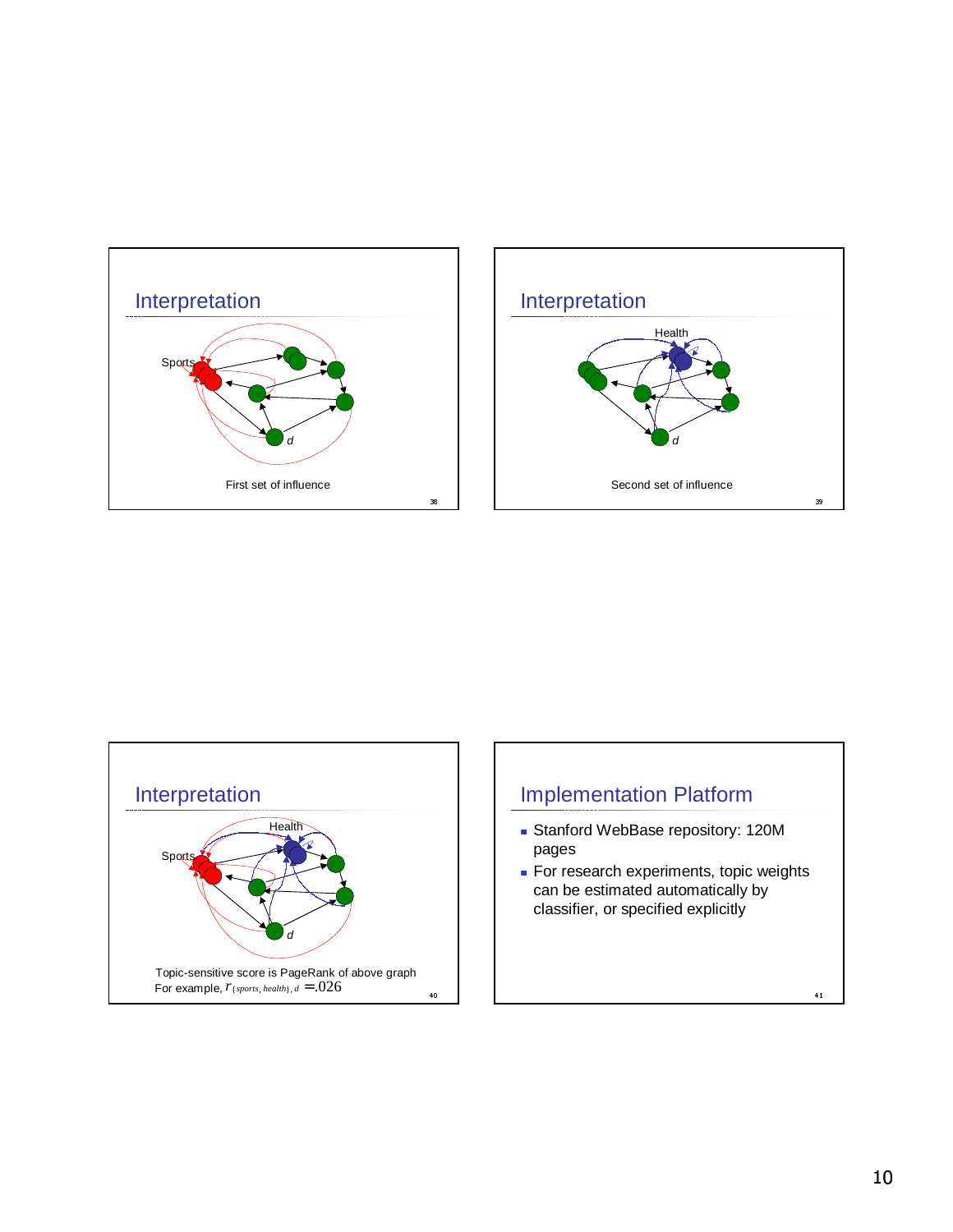## Interpretation

Sports

*d*

First set of influence

## Interpretation

Health

*d*

Second set of influence

## Interpretation

Health

Sports

*d*

Topic-sensitive score is PageRank of above graph
For example, $r_{\{sports,\, health\},\, d} = .026$

## Implementation Platform

- Stanford WebBase repository: 120M pages
- For research experiments, topic weights can be estimated automatically by classifier, or specified explicitly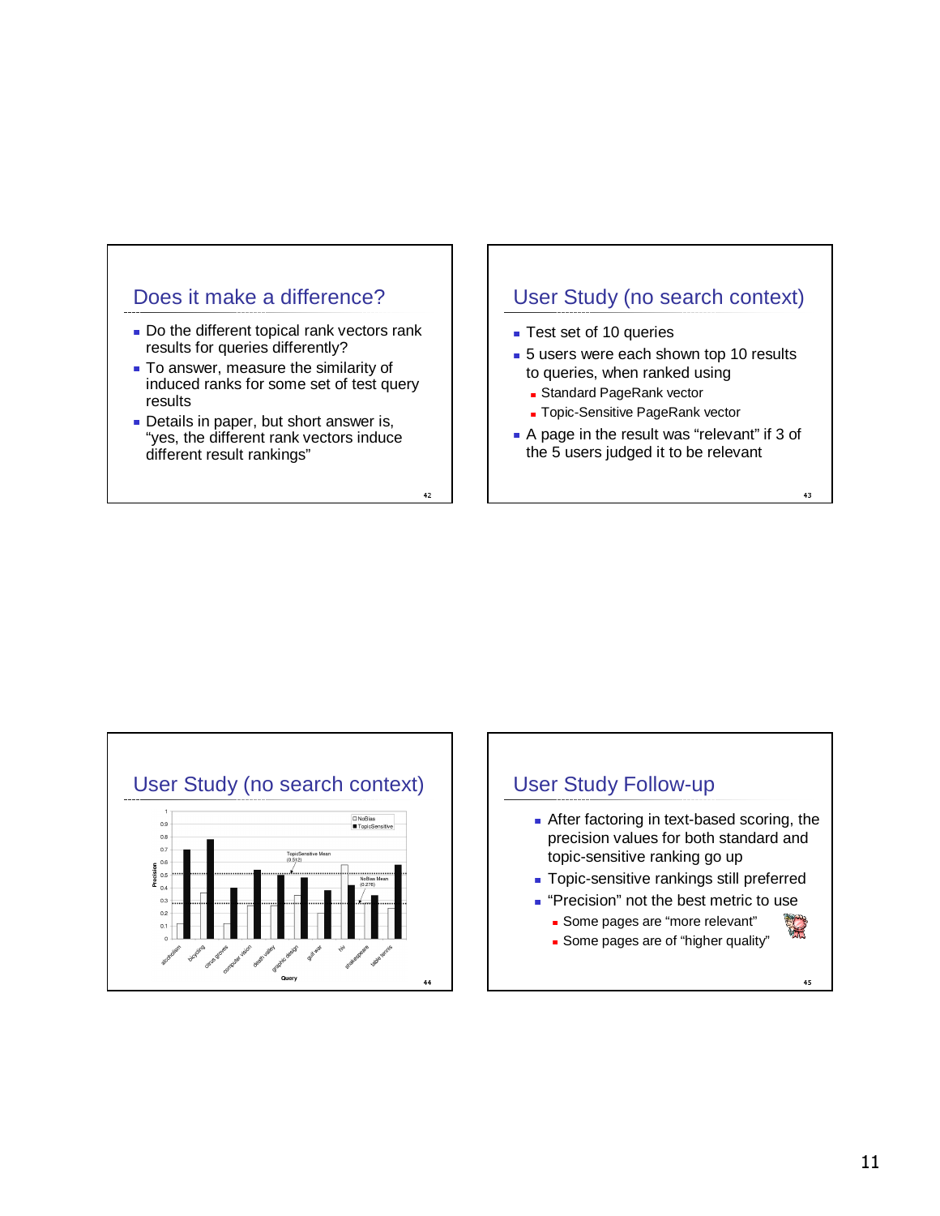## Does it make a difference?

- Do the different topical rank vectors rank results for queries differently?
- To answer, measure the similarity of induced ranks for some set of test query results
- Details in paper, but short answer is, "yes, the different rank vectors induce different result rankings"

## User Study (no search context)

- Test set of 10 queries
- 5 users were each shown top 10 results to queries, when ranked using
  - Standard PageRank vector
  - Topic-Sensitive PageRank vector
- A page in the result was "relevant" if 3 of the 5 users judged it to be relevant

## User Study (no search context)

Precision

□ NoBias
■ TopicSensitive

TopicSensitive Mean (0.512)

NoBias Mean (0.276)

Query: alcoholism, bicycling, citrus groves, computer vision, death valley, graphic design, gulf war, hiv, shakespeare, table tennis

## User Study Follow-up

- After factoring in text-based scoring, the precision values for both standard and topic-sensitive ranking go up
- Topic-sensitive rankings still preferred
- "Precision" not the best metric to use
  - Some pages are "more relevant"
  - Some pages are of "higher quality"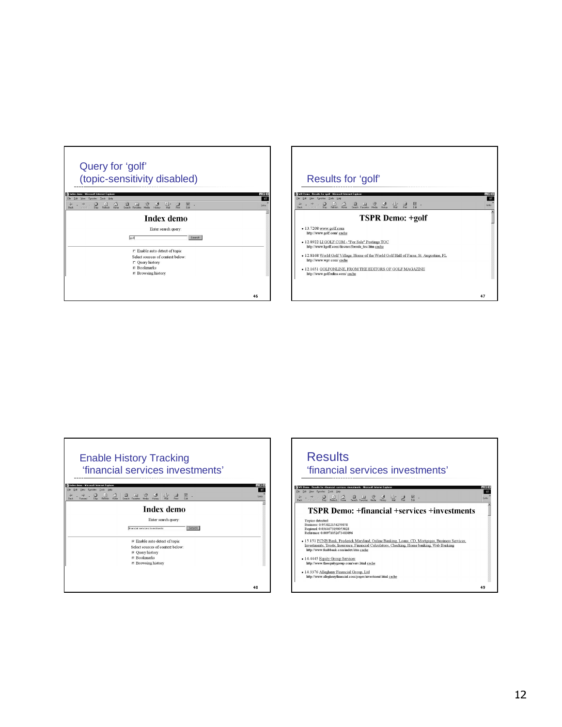## Query for 'golf' (topic-sensitivity disabled)

**Index demo**

Enter search query:

golf [Search!]

- ☐ Enable auto detect of topic
- Select sources of context below:
- ☐ Query history
- ☐ Bookmarks
- ☐ Browsing history

## Results for 'golf'

**TSPR Demo: +golf**

- 13.7208 www.golf.com  
  http://www.golf.com/ cache
- 12.8922 LI GOLF.COM - "For Sale" Postings TOC  
  http://www.ligolf.com/discuss/forsale_toc.htm cache
- 12.8168 World Golf Village, Home of the World Golf Hall of Fame, St. Augustine, FL  
  http://www.wgv.com/ cache
- 12.1651 GOLFONLINE, FROM THE EDITORS OF GOLF MAGAZINE  
  http://www.golfonline.com/ cache

## Enable History Tracking 'financial services investments'

**Index demo**

Enter search query:

financial services investments [Search!]

- ☑ Enable auto detect of topic
- Select sources of context below:
- ☑ Query history
- ☐ Bookmarks
- ☐ Browsing history

## Results 'financial services investments'

**TSPR Demo: +financial +services +investments**

Topics detected:  
Business: 0.953822154259858  
Regional: 0.0364673190053028  
Reference: 0.00971032673483896

- 15.151 FCNB Bank, Frederick Maryland, Online Banking, Loans, CD, Mortgages, Business Services, Investments, Trusts, Insurance, Financial Calculators, Checking, Home banking, Web Banking  
  http://www.fcnbbank.com/index.htm cache
- 14.4445 Equity Group Services  
  http://www.theequitygroup.com/serv.html cache
- 14.3376 Allegheny Financial Group, Ltd  
  http://www.alleghenyfinancial.com/pages/investment.html cache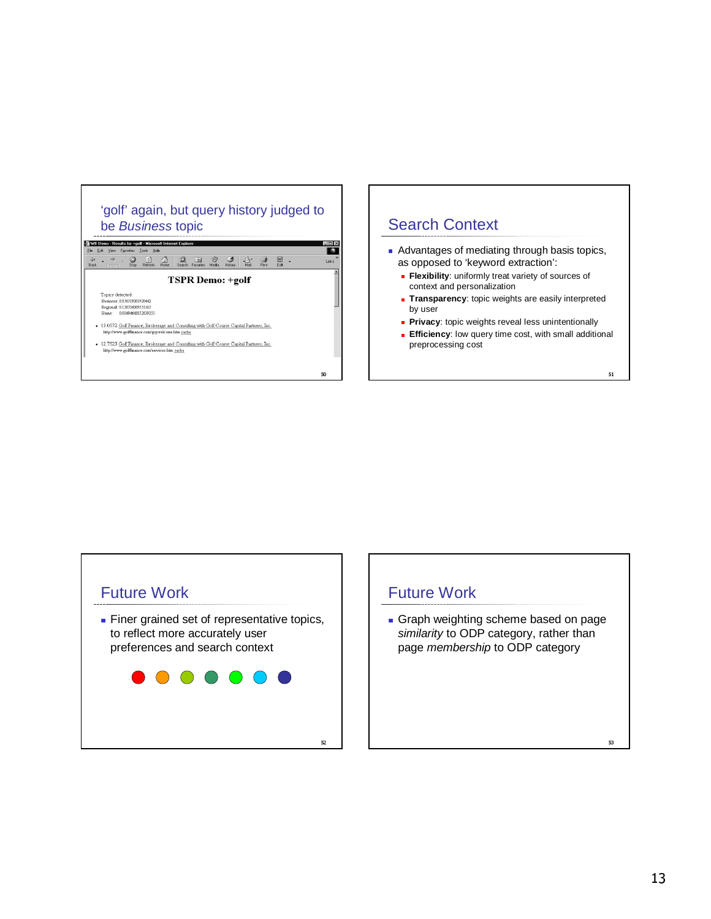## 'golf' again, but query history judged to be *Business* topic

TSPR Demo: +golf

Topics detected:
Business: 0.856519201920442
Regional: 0.138534309551163
Home: 0.0049464385283933

- 13.0572 Golf Finance, Brokerage and Consulting with Golf Course Capital Partners, Inc.
  http://www.golffinance.com/gcpwelcome.htm cache
- 12.7523 Golf Finance, Brokerage and Consulting with Golf Course Capital Partners, Inc.
  http://www.golffinance.com/services.htm cache

## Search Context

- Advantages of mediating through basis topics, as opposed to 'keyword extraction':
  - **Flexibility**: uniformly treat variety of sources of context and personalization
  - **Transparency**: topic weights are easily interpreted by user
  - **Privacy**: topic weights reveal less unintentionally
  - **Efficiency**: low query time cost, with small additional preprocessing cost

## Future Work

- Finer grained set of representative topics, to reflect more accurately user preferences and search context

## Future Work

- Graph weighting scheme based on page *similarity* to ODP category, rather than page *membership* to ODP category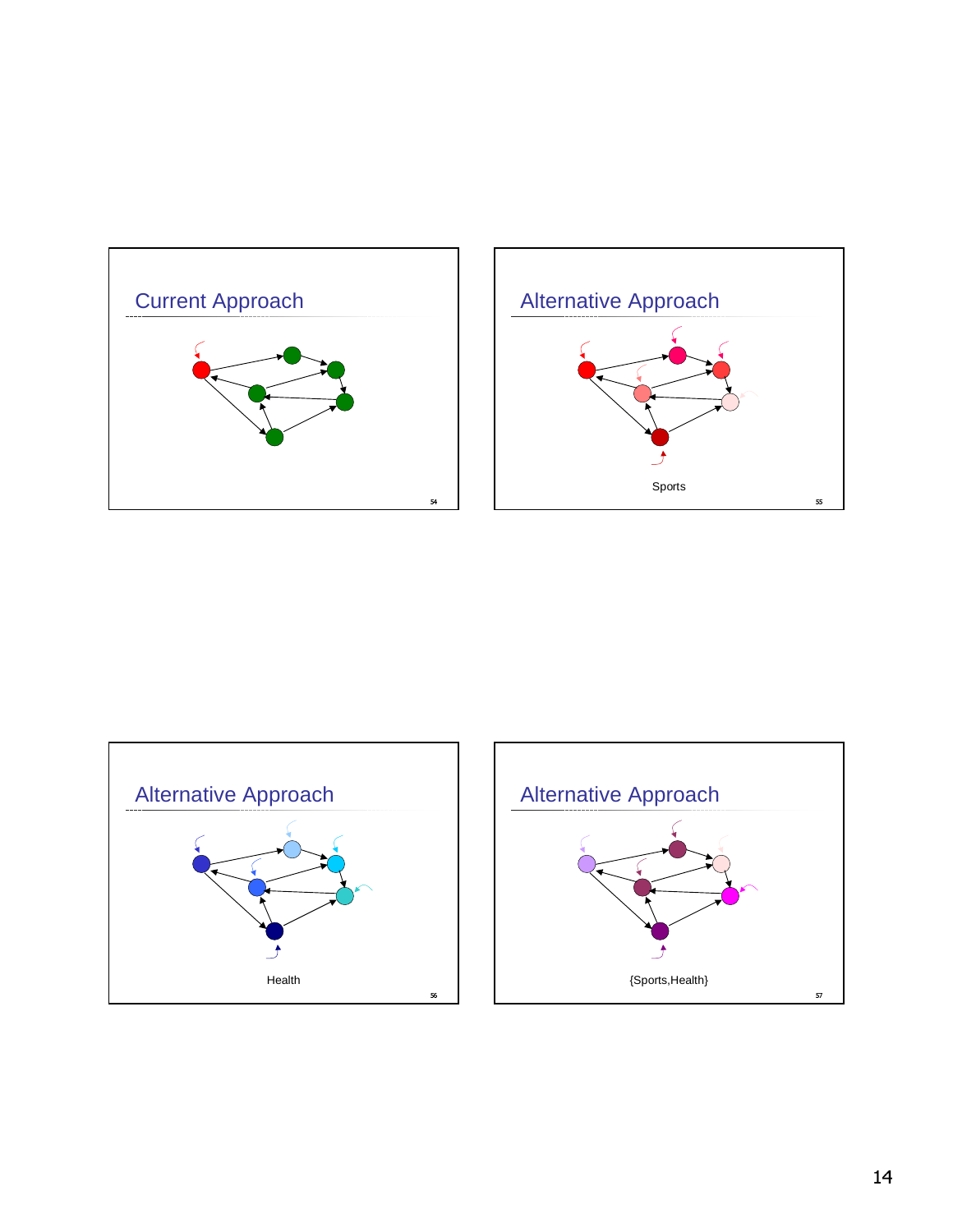## Current Approach

## Alternative Approach

Sports

## Alternative Approach

Health

## Alternative Approach

{Sports,Health}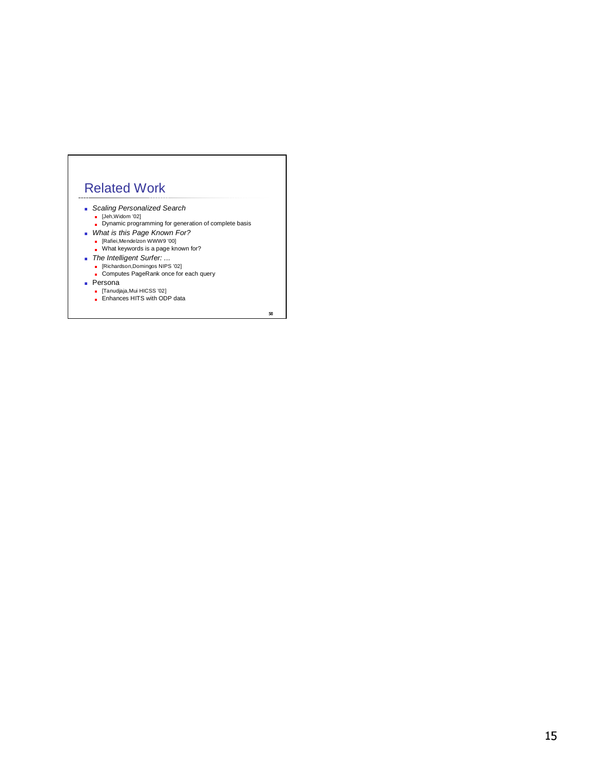## Related Work

- *Scaling Personalized Search*
  - [Jeh,Widom '02]
  - Dynamic programming for generation of complete basis
- *What is this Page Known For?*
  - [Rafiei,Mendelzon WWW9 '00]
  - What keywords is a page known for?
- *The Intelligent Surfer: ...*
  - [Richardson,Domingos NIPS '02]
  - Computes PageRank once for each query
- Persona
  - [Tanudjaja,Mui HICSS '02]
  - Enhances HITS with ODP data